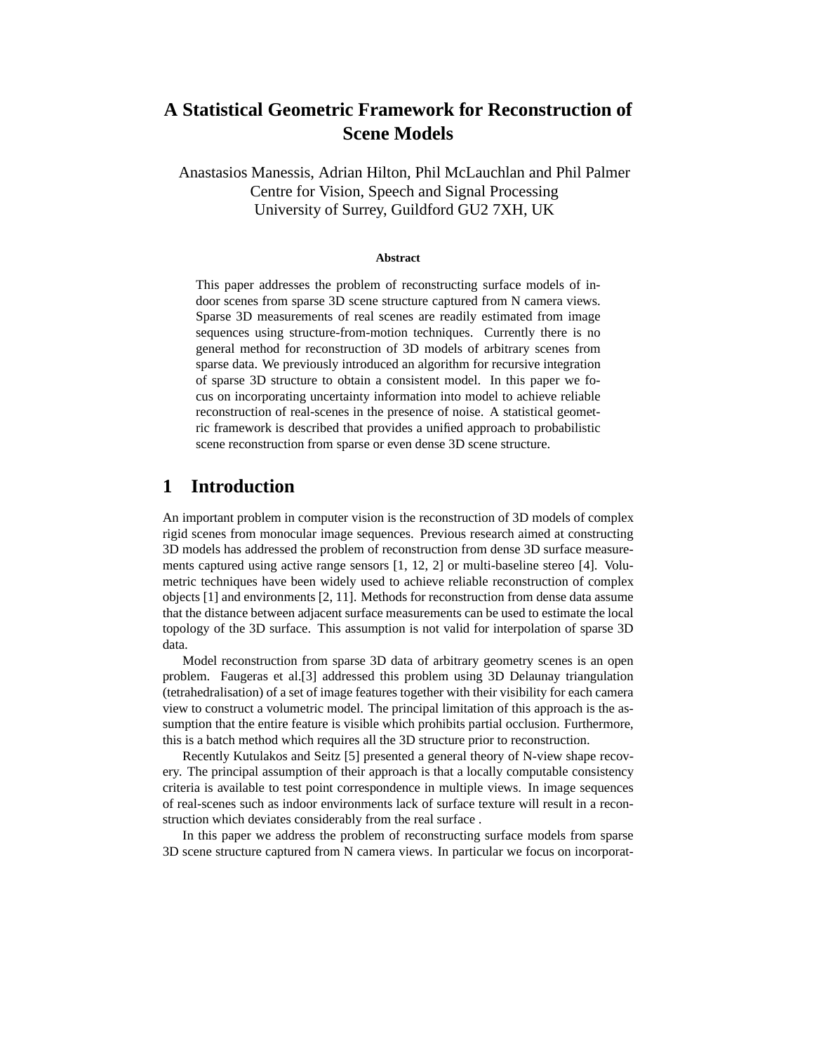# A Statistical Geometric Framework for Reconstruction of Scene Models

Anastasios Manessis, Adrian Hilton, Phil McLauchlan and Phil Palmer
Centre for Vision, Speech and Signal Processing
University of Surrey, Guildford GU2 7XH, UK

#### Abstract

This paper addresses the problem of reconstructing surface models of indoor scenes from sparse 3D scene structure captured from N camera views. Sparse 3D measurements of real scenes are readily estimated from image sequences using structure-from-motion techniques. Currently there is no general method for reconstruction of 3D models of arbitrary scenes from sparse data. We previously introduced an algorithm for recursive integration of sparse 3D structure to obtain a consistent model. In this paper we focus on incorporating uncertainty information into model to achieve reliable reconstruction of real-scenes in the presence of noise. A statistical geometric framework is described that provides a unified approach to probabilistic scene reconstruction from sparse or even dense 3D scene structure.

## 1 Introduction

An important problem in computer vision is the reconstruction of 3D models of complex rigid scenes from monocular image sequences. Previous research aimed at constructing 3D models has addressed the problem of reconstruction from dense 3D surface measurements captured using active range sensors [1, 12, 2] or multi-baseline stereo [4]. Volumetric techniques have been widely used to achieve reliable reconstruction of complex objects [1] and environments [2, 11]. Methods for reconstruction from dense data assume that the distance between adjacent surface measurements can be used to estimate the local topology of the 3D surface. This assumption is not valid for interpolation of sparse 3D data.

Model reconstruction from sparse 3D data of arbitrary geometry scenes is an open problem. Faugeras et al.[3] addressed this problem using 3D Delaunay triangulation (tetrahedralisation) of a set of image features together with their visibility for each camera view to construct a volumetric model. The principal limitation of this approach is the assumption that the entire feature is visible which prohibits partial occlusion. Furthermore, this is a batch method which requires all the 3D structure prior to reconstruction.

Recently Kutulakos and Seitz [5] presented a general theory of N-view shape recovery. The principal assumption of their approach is that a locally computable consistency criteria is available to test point correspondence in multiple views. In image sequences of real-scenes such as indoor environments lack of surface texture will result in a reconstruction which deviates considerably from the real surface .

In this paper we address the problem of reconstructing surface models from sparse 3D scene structure captured from N camera views. In particular we focus on incorporat-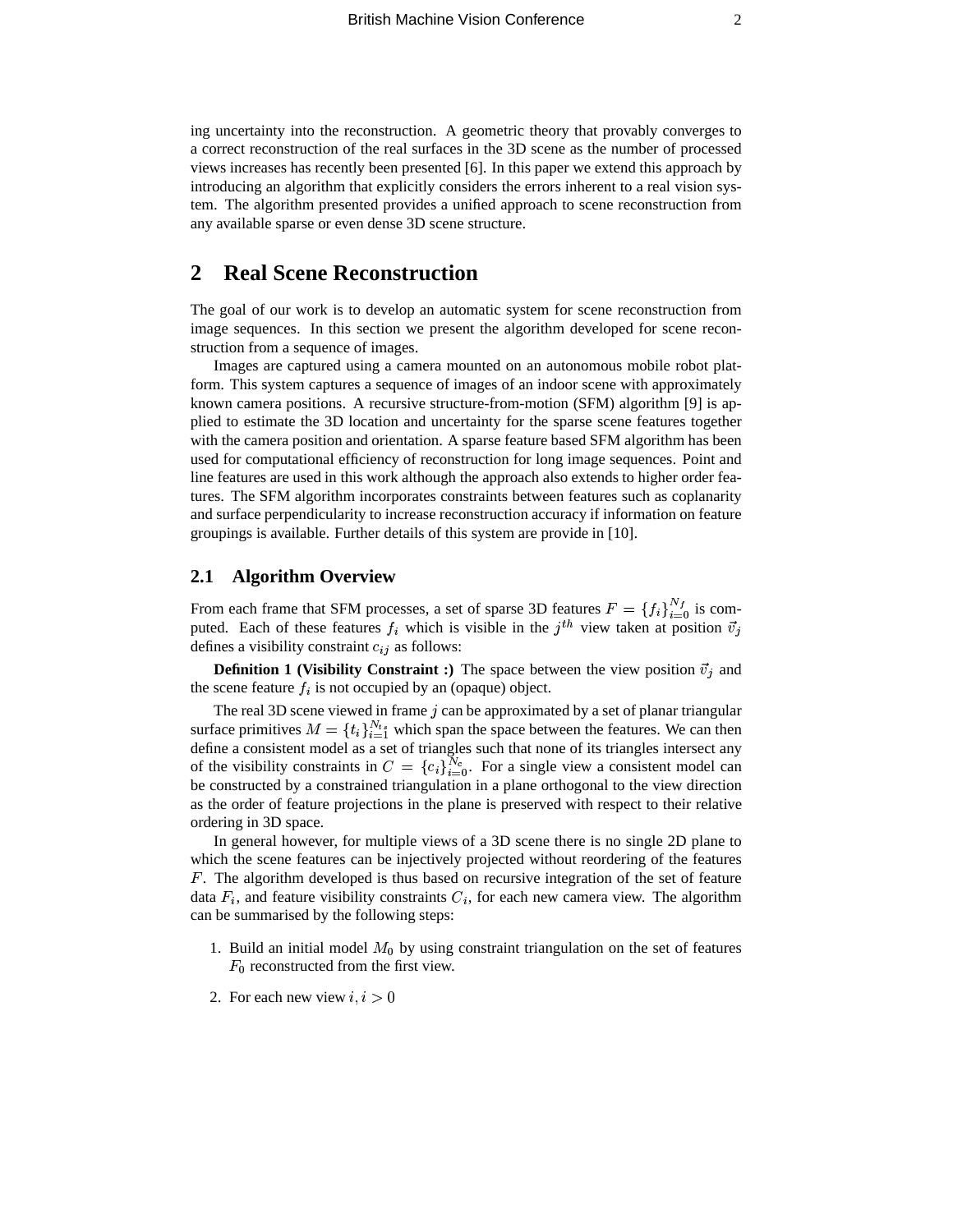ing uncertainty into the reconstruction. A geometric theory that provably converges to a correct reconstruction of the real surfaces in the 3D scene as the number of processed views increases has recently been presented [6]. In this paper we extend this approach by introducing an algorithm that explicitly considers the errors inherent to a real vision system. The algorithm presented provides a unified approach to scene reconstruction from any available sparse or even dense 3D scene structure.

## 2 Real Scene Reconstruction

The goal of our work is to develop an automatic system for scene reconstruction from image sequences. In this section we present the algorithm developed for scene reconstruction from a sequence of images.

Images are captured using a camera mounted on an autonomous mobile robot platform. This system captures a sequence of images of an indoor scene with approximately known camera positions. A recursive structure-from-motion (SFM) algorithm [9] is applied to estimate the 3D location and uncertainty for the sparse scene features together with the camera position and orientation. A sparse feature based SFM algorithm has been used for computational efficiency of reconstruction for long image sequences. Point and line features are used in this work although the approach also extends to higher order features. The SFM algorithm incorporates constraints between features such as coplanarity and surface perpendicularity to increase reconstruction accuracy if information on feature groupings is available. Further details of this system are provide in [10].

### 2.1 Algorithm Overview

From each frame that SFM processes, a set of sparse 3D features $F = \{f_i\}_{i=0}^{N_f}$ is computed. Each of these features $f_i$ which is visible in the $j^{th}$ view taken at position $\vec{v}_j$ defines a visibility constraint $c_{ij}$ as follows:

**Definition 1 (Visibility Constraint :)** The space between the view position $\vec{v}_j$ and the scene feature $f_i$ is not occupied by an (opaque) object.

The real 3D scene viewed in frame $j$ can be approximated by a set of planar triangular surface primitives $M = \{t_i\}_{i=1}^{N_{ts}}$ which span the space between the features. We can then define a consistent model as a set of triangles such that none of its triangles intersect any of the visibility constraints in $C = \{c_i\}_{i=0}^{N_c}$. For a single view a consistent model can be constructed by a constrained triangulation in a plane orthogonal to the view direction as the order of feature projections in the plane is preserved with respect to their relative ordering in 3D space.

In general however, for multiple views of a 3D scene there is no single 2D plane to which the scene features can be injectively projected without reordering of the features $F$. The algorithm developed is thus based on recursive integration of the set of feature data $F_i$, and feature visibility constraints $C_i$, for each new camera view. The algorithm can be summarised by the following steps:

1. Build an initial model $M_0$ by using constraint triangulation on the set of features $F_0$ reconstructed from the first view.

2. For each new view $i, i > 0$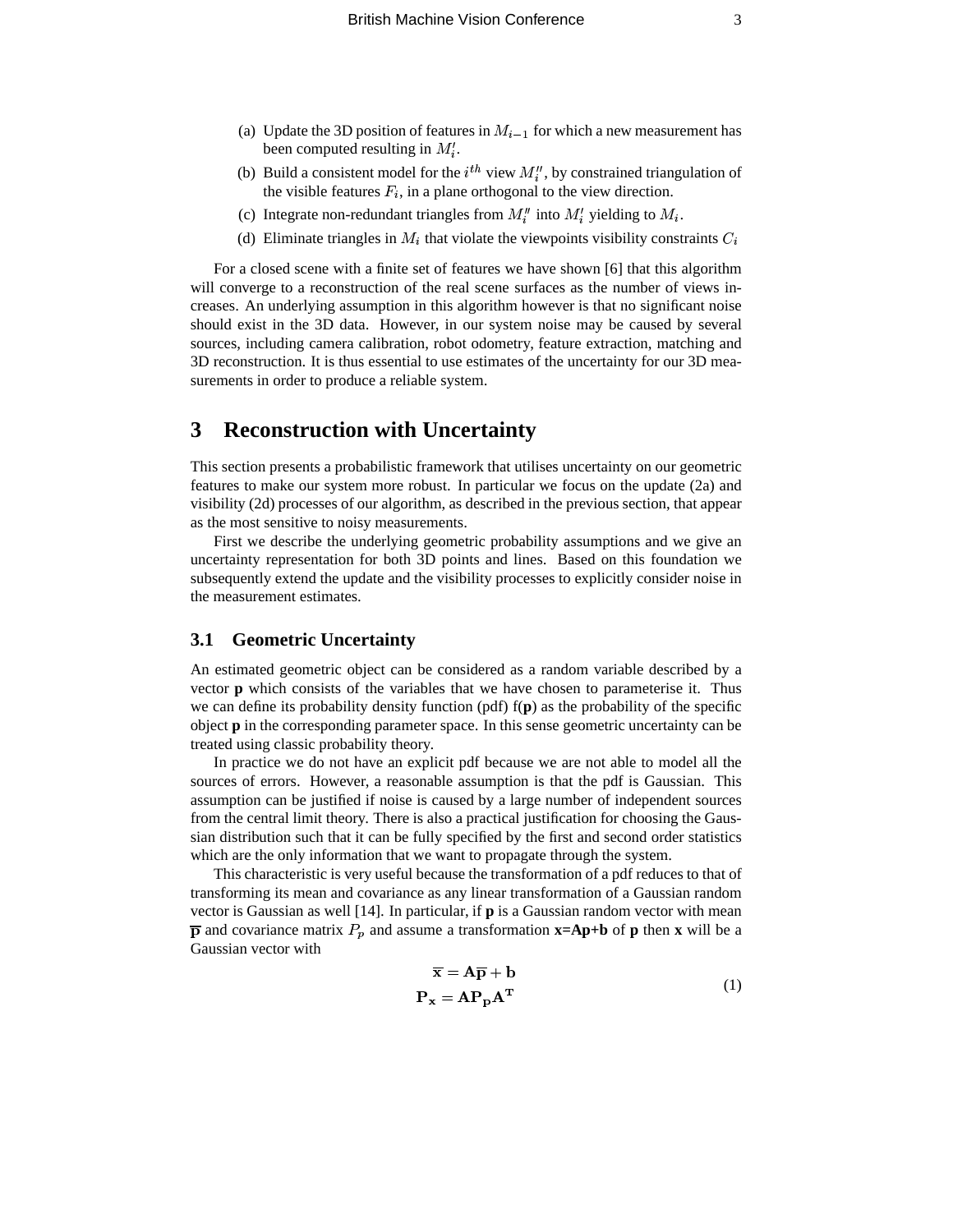(a) Update the 3D position of features in $M_{i-1}$ for which a new measurement has been computed resulting in $M_i'$.

(b) Build a consistent model for the $i^{th}$ view $M_i''$, by constrained triangulation of the visible features $F_i$, in a plane orthogonal to the view direction.

(c) Integrate non-redundant triangles from $M_i''$ into $M_i'$ yielding to $M_i$.

(d) Eliminate triangles in $M_i$ that violate the viewpoints visibility constraints $C_i$

For a closed scene with a finite set of features we have shown [6] that this algorithm will converge to a reconstruction of the real scene surfaces as the number of views increases. An underlying assumption in this algorithm however is that no significant noise should exist in the 3D data. However, in our system noise may be caused by several sources, including camera calibration, robot odometry, feature extraction, matching and 3D reconstruction. It is thus essential to use estimates of the uncertainty for our 3D measurements in order to produce a reliable system.

# 3 Reconstruction with Uncertainty

This section presents a probabilistic framework that utilises uncertainty on our geometric features to make our system more robust. In particular we focus on the update (2a) and visibility (2d) processes of our algorithm, as described in the previous section, that appear as the most sensitive to noisy measurements.

First we describe the underlying geometric probability assumptions and we give an uncertainty representation for both 3D points and lines. Based on this foundation we subsequently extend the update and the visibility processes to explicitly consider noise in the measurement estimates.

## 3.1 Geometric Uncertainty

An estimated geometric object can be considered as a random variable described by a vector **p** which consists of the variables that we have chosen to parameterise it. Thus we can define its probability density function (pdf) f(**p**) as the probability of the specific object **p** in the corresponding parameter space. In this sense geometric uncertainty can be treated using classic probability theory.

In practice we do not have an explicit pdf because we are not able to model all the sources of errors. However, a reasonable assumption is that the pdf is Gaussian. This assumption can be justified if noise is caused by a large number of independent sources from the central limit theory. There is also a practical justification for choosing the Gaussian distribution such that it can be fully specified by the first and second order statistics which are the only information that we want to propagate through the system.

This characteristic is very useful because the transformation of a pdf reduces to that of transforming its mean and covariance as any linear transformation of a Gaussian random vector is Gaussian as well [14]. In particular, if **p** is a Gaussian random vector with mean $\overline{\mathbf{p}}$ and covariance matrix $P_p$ and assume a transformation **x=Ap+b** of **p** then **x** will be a Gaussian vector with

$$
\begin{aligned}
\overline{\mathbf{x}} &= \mathbf{A}\overline{\mathbf{p}} + \mathbf{b} \\
\mathbf{P_x} &= \mathbf{A}\mathbf{P_p}\mathbf{A^T}
\end{aligned}
\tag{1}
$$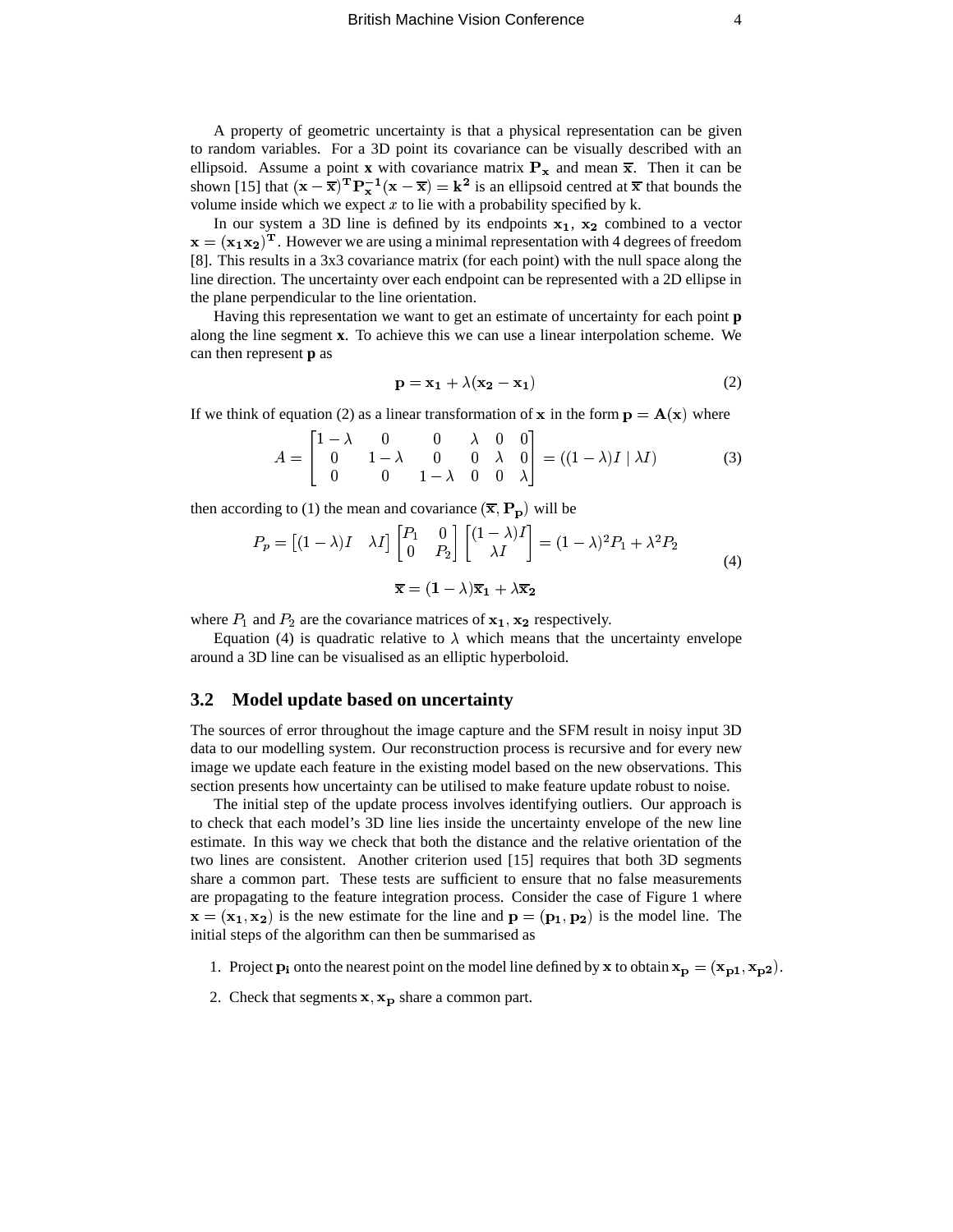A property of geometric uncertainty is that a physical representation can be given to random variables. For a 3D point its covariance can be visually described with an ellipsoid. Assume a point **x** with covariance matrix $\mathbf{P_x}$ and mean $\overline{\mathbf{x}}$. Then it can be shown [15] that $(\mathbf{x} - \overline{\mathbf{x}})^{\mathbf{T}} \mathbf{P_x^{-1}} (\mathbf{x} - \overline{\mathbf{x}}) = \mathbf{k^2}$ is an ellipsoid centred at $\overline{\mathbf{x}}$ that bounds the volume inside which we expect $x$ to lie with a probability specified by k.

In our system a 3D line is defined by its endpoints $\mathbf{x_1}$, $\mathbf{x_2}$ combined to a vector $\mathbf{x} = (\mathbf{x_1 x_2})^{\mathbf{T}}$. However we are using a minimal representation with 4 degrees of freedom [8]. This results in a 3x3 covariance matrix (for each point) with the null space along the line direction. The uncertainty over each endpoint can be represented with a 2D ellipse in the plane perpendicular to the line orientation.

Having this representation we want to get an estimate of uncertainty for each point **p** along the line segment **x**. To achieve this we can use a linear interpolation scheme. We can then represent **p** as

$$\mathbf{p} = \mathbf{x_1} + \lambda(\mathbf{x_2} - \mathbf{x_1}) \tag{2}$$

If we think of equation (2) as a linear transformation of $\mathbf{x}$ in the form $\mathbf{p} = \mathbf{A}(\mathbf{x})$ where

$$A = \begin{bmatrix} 1-\lambda & 0 & 0 & \lambda & 0 & 0 \\ 0 & 1-\lambda & 0 & 0 & \lambda & 0 \\ 0 & 0 & 1-\lambda & 0 & 0 & \lambda \end{bmatrix} = ((1-\lambda)I \mid \lambda I) \tag{3}$$

then according to (1) the mean and covariance $(\overline{\mathbf{x}}, \mathbf{P_p})$ will be

$$P_p = \begin{bmatrix} (1-\lambda)I & \lambda I \end{bmatrix} \begin{bmatrix} P_1 & 0 \\ 0 & P_2 \end{bmatrix} \begin{bmatrix} (1-\lambda)I \\ \lambda I \end{bmatrix} = (1-\lambda)^2 P_1 + \lambda^2 P_2$$

$$\overline{\mathbf{x}} = (\mathbf{1} - \lambda)\overline{\mathbf{x}}_\mathbf{1} + \lambda \overline{\mathbf{x}}_\mathbf{2} \tag{4}$$

where $P_1$ and $P_2$ are the covariance matrices of $\mathbf{x_1}, \mathbf{x_2}$ respectively.

Equation (4) is quadratic relative to $\lambda$ which means that the uncertainty envelope around a 3D line can be visualised as an elliptic hyperboloid.

## 3.2 Model update based on uncertainty

The sources of error throughout the image capture and the SFM result in noisy input 3D data to our modelling system. Our reconstruction process is recursive and for every new image we update each feature in the existing model based on the new observations. This section presents how uncertainty can be utilised to make feature update robust to noise.

The initial step of the update process involves identifying outliers. Our approach is to check that each model's 3D line lies inside the uncertainty envelope of the new line estimate. In this way we check that both the distance and the relative orientation of the two lines are consistent. Another criterion used [15] requires that both 3D segments share a common part. These tests are sufficient to ensure that no false measurements are propagating to the feature integration process. Consider the case of Figure 1 where $\mathbf{x} = (\mathbf{x_1}, \mathbf{x_2})$ is the new estimate for the line and $\mathbf{p} = (\mathbf{p_1}, \mathbf{p_2})$ is the model line. The initial steps of the algorithm can then be summarised as

1. Project $\mathbf{p_i}$ onto the nearest point on the model line defined by $\mathbf{x}$ to obtain $\mathbf{x_p} = (\mathbf{x_{p1}}, \mathbf{x_{p2}})$.
2. Check that segments $\mathbf{x}, \mathbf{x_p}$ share a common part.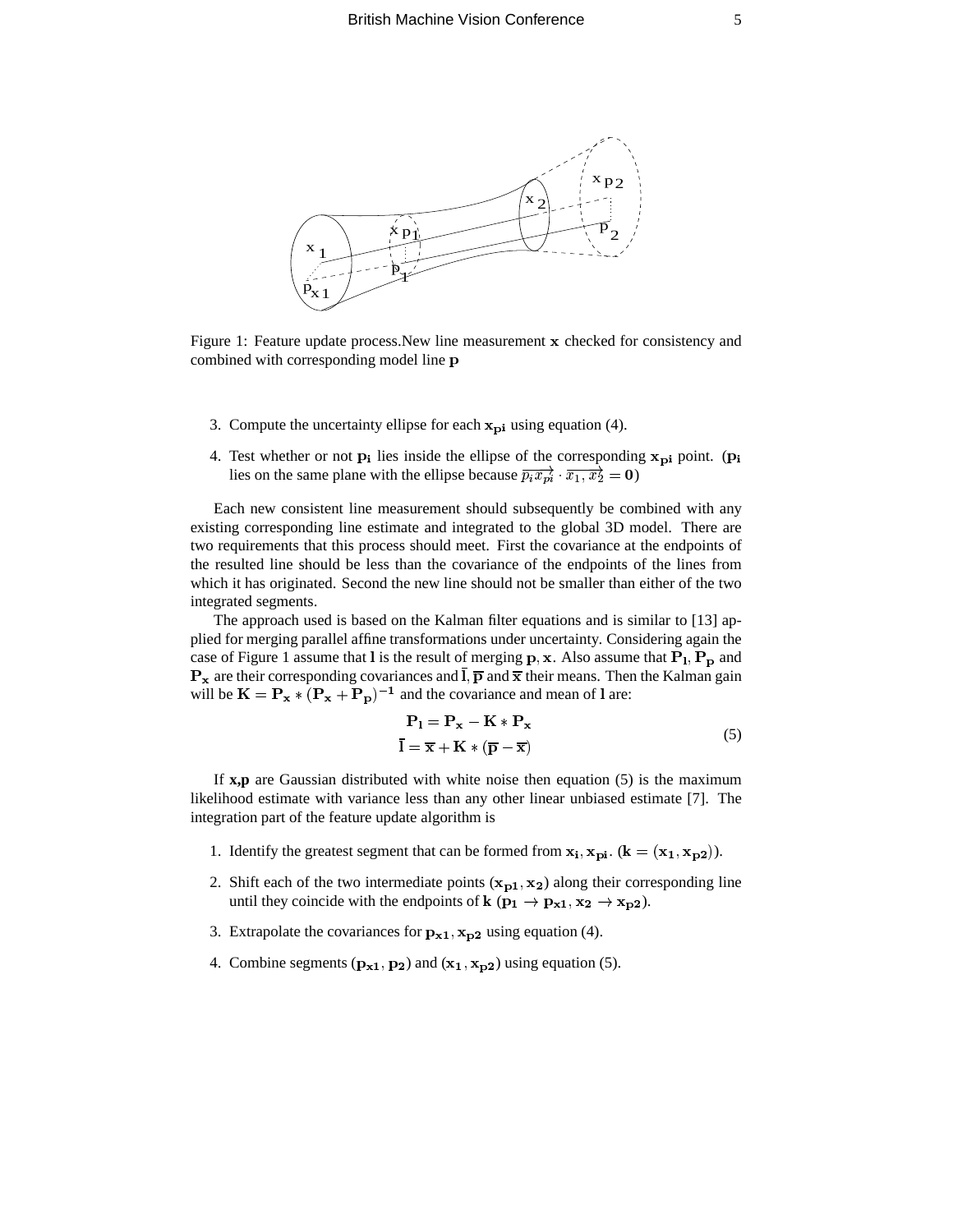Figure 1: Feature update process.New line measurement $\mathbf{x}$ checked for consistency and combined with corresponding model line $\mathbf{p}$

3. Compute the uncertainty ellipse for each $\mathbf{x_{pi}}$ using equation (4).
4. Test whether or not $\mathbf{p_i}$ lies inside the ellipse of the corresponding $\mathbf{x_{pi}}$ point. ($\mathbf{p_i}$ lies on the same plane with the ellipse because $\overrightarrow{p_i x_{pi}} \cdot \overrightarrow{x_1, x_2} = \mathbf{0}$)

Each new consistent line measurement should subsequently be combined with any existing corresponding line estimate and integrated to the global 3D model. There are two requirements that this process should meet. First the covariance at the endpoints of the resulted line should be less than the covariance of the endpoints of the lines from which it has originated. Second the new line should not be smaller than either of the two integrated segments.

The approach used is based on the Kalman filter equations and is similar to [13] applied for merging parallel affine transformations under uncertainty. Considering again the case of Figure 1 assume that $\mathbf{l}$ is the result of merging $\mathbf{p}, \mathbf{x}$. Also assume that $\mathbf{P_l}, \mathbf{P_p}$ and $\mathbf{P_x}$ are their corresponding covariances and $\bar{\mathbf{l}}, \bar{\mathbf{p}}$ and $\bar{\mathbf{x}}$ their means. Then the Kalman gain will be $\mathbf{K} = \mathbf{P_x} * (\mathbf{P_x} + \mathbf{P_p})^{-1}$ and the covariance and mean of $\mathbf{l}$ are:

$$
\begin{aligned}
\mathbf{P_l} &= \mathbf{P_x} - \mathbf{K} * \mathbf{P_x} \\
\bar{\mathbf{l}} &= \bar{\mathbf{x}} + \mathbf{K} * (\bar{\mathbf{p}} - \bar{\mathbf{x}})
\end{aligned}
\tag{5}
$$

If **x,p** are Gaussian distributed with white noise then equation (5) is the maximum likelihood estimate with variance less than any other linear unbiased estimate [7]. The integration part of the feature update algorithm is

1. Identify the greatest segment that can be formed from $\mathbf{x_i}, \mathbf{x_{pi}}$. ($\mathbf{k} = (\mathbf{x_1}, \mathbf{x_{p2}})$).
2. Shift each of the two intermediate points ($\mathbf{x_{p1}}, \mathbf{x_2}$) along their corresponding line until they coincide with the endpoints of $\mathbf{k}$ ($\mathbf{p_1} \rightarrow \mathbf{p_{x1}}, \mathbf{x_2} \rightarrow \mathbf{x_{p2}}$).
3. Extrapolate the covariances for $\mathbf{p_{x1}}, \mathbf{x_{p2}}$ using equation (4).
4. Combine segments ($\mathbf{p_{x1}}, \mathbf{p_2}$) and ($\mathbf{x_1}, \mathbf{x_{p2}}$) using equation (5).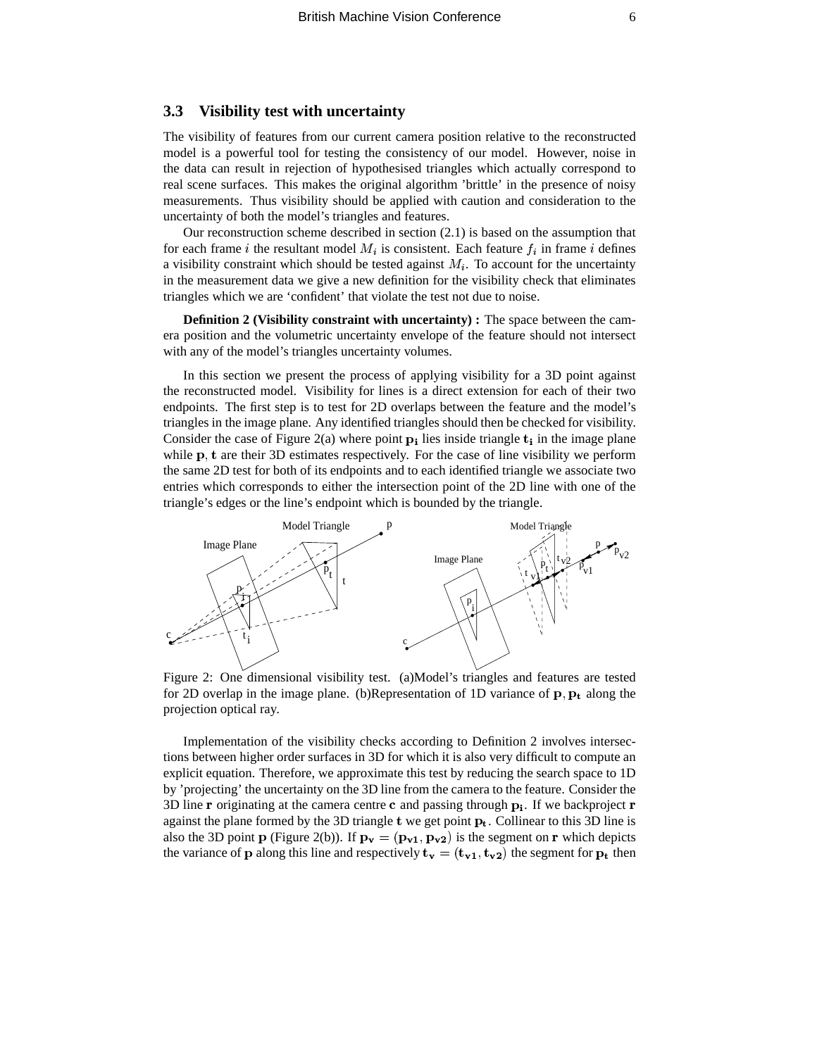### 3.3 Visibility test with uncertainty

The visibility of features from our current camera position relative to the reconstructed model is a powerful tool for testing the consistency of our model. However, noise in the data can result in rejection of hypothesised triangles which actually correspond to real scene surfaces. This makes the original algorithm 'brittle' in the presence of noisy measurements. Thus visibility should be applied with caution and consideration to the uncertainty of both the model's triangles and features.

Our reconstruction scheme described in section (2.1) is based on the assumption that for each frame $i$ the resultant model $M_i$ is consistent. Each feature $f_i$ in frame $i$ defines a visibility constraint which should be tested against $M_i$. To account for the uncertainty in the measurement data we give a new definition for the visibility check that eliminates triangles which we are 'confident' that violate the test not due to noise.

**Definition 2 (Visibility constraint with uncertainty) :** The space between the camera position and the volumetric uncertainty envelope of the feature should not intersect with any of the model's triangles uncertainty volumes.

In this section we present the process of applying visibility for a 3D point against the reconstructed model. Visibility for lines is a direct extension for each of their two endpoints. The first step is to test for 2D overlaps between the feature and the model's triangles in the image plane. Any identified triangles should then be checked for visibility. Consider the case of Figure 2(a) where point $\mathbf{p_i}$ lies inside triangle $\mathbf{t_i}$ in the image plane while $\mathbf{p}, \mathbf{t}$ are their 3D estimates respectively. For the case of line visibility we perform the same 2D test for both of its endpoints and to each identified triangle we associate two entries which corresponds to either the intersection point of the 2D line with one of the triangle's edges or the line's endpoint which is bounded by the triangle.

Figure 2: One dimensional visibility test. (a)Model's triangles and features are tested for 2D overlap in the image plane. (b)Representation of 1D variance of $\mathbf{p}, \mathbf{p_t}$ along the projection optical ray.

Implementation of the visibility checks according to Definition 2 involves intersections between higher order surfaces in 3D for which it is also very difficult to compute an explicit equation. Therefore, we approximate this test by reducing the search space to 1D by 'projecting' the uncertainty on the 3D line from the camera to the feature. Consider the 3D line $\mathbf{r}$ originating at the camera centre $\mathbf{c}$ and passing through $\mathbf{p_i}$. If we backproject $\mathbf{r}$ against the plane formed by the 3D triangle $\mathbf{t}$ we get point $\mathbf{p_t}$. Collinear to this 3D line is also the 3D point $\mathbf{p}$ (Figure 2(b)). If $\mathbf{p_v} = (\mathbf{p_{v1}}, \mathbf{p_{v2}})$ is the segment on $\mathbf{r}$ which depicts the variance of $\mathbf{p}$ along this line and respectively $\mathbf{t_v} = (\mathbf{t_{v1}}, \mathbf{t_{v2}})$ the segment for $\mathbf{p_t}$ then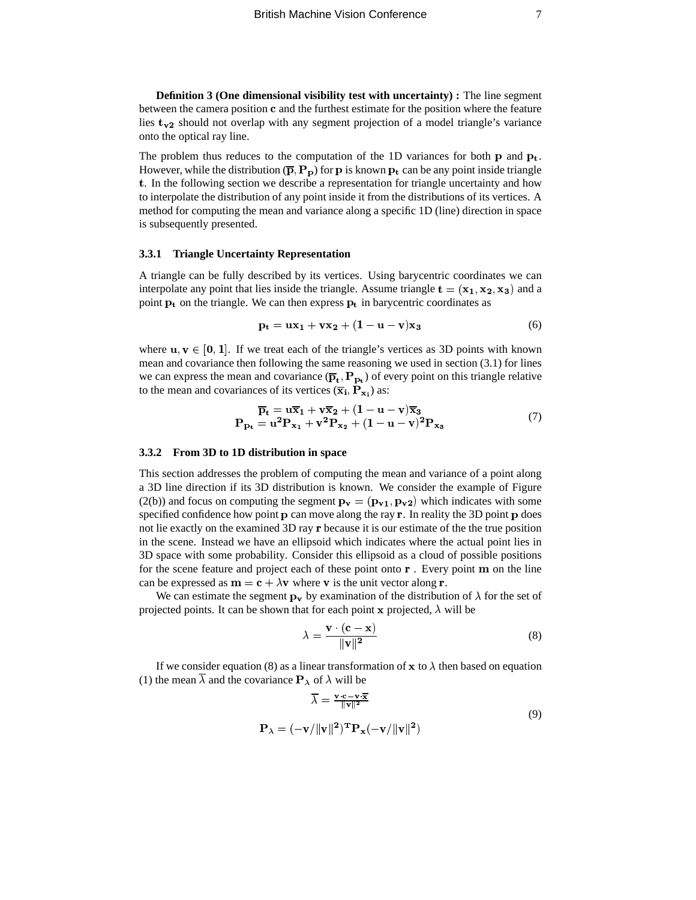**Definition 3 (One dimensional visibility test with uncertainty) :** The line segment between the camera position $\mathbf{c}$ and the furthest estimate for the position where the feature lies $\mathbf{t_{v2}}$ should not overlap with any segment projection of a model triangle's variance onto the optical ray line.

The problem thus reduces to the computation of the 1D variances for both $\mathbf{p}$ and $\mathbf{p_t}$. However, while the distribution $(\overline{\mathbf{p}}, \mathbf{P_p})$ for $\mathbf{p}$ is known $\mathbf{p_t}$ can be any point inside triangle $\mathbf{t}$. In the following section we describe a representation for triangle uncertainty and how to interpolate the distribution of any point inside it from the distributions of its vertices. A method for computing the mean and variance along a specific 1D (line) direction in space is subsequently presented.

### 3.3.1 Triangle Uncertainty Representation

A triangle can be fully described by its vertices. Using barycentric coordinates we can interpolate any point that lies inside the triangle. Assume triangle $\mathbf{t} = (\mathbf{x_1}, \mathbf{x_2}, \mathbf{x_3})$ and a point $\mathbf{p_t}$ on the triangle. We can then express $\mathbf{p_t}$ in barycentric coordinates as

$$\mathbf{p_t} = \mathbf{u}\mathbf{x_1} + \mathbf{v}\mathbf{x_2} + (\mathbf{1} - \mathbf{u} - \mathbf{v})\mathbf{x_3} \tag{6}$$

where $\mathbf{u}, \mathbf{v} \in [\mathbf{0}, \mathbf{1}]$. If we treat each of the triangle's vertices as 3D points with known mean and covariance then following the same reasoning we used in section (3.1) for lines we can express the mean and covariance $(\overline{\mathbf{p}}_\mathbf{t}, \mathbf{P_{p_t}})$ of every point on this triangle relative to the mean and covariances of its vertices $(\overline{\mathbf{x}}_\mathbf{i}, \mathbf{P_{x_i}})$ as:

$$\begin{gathered}
\overline{\mathbf{p}}_\mathbf{t} = \mathbf{u}\overline{\mathbf{x}}_\mathbf{1} + \mathbf{v}\overline{\mathbf{x}}_\mathbf{2} + (\mathbf{1} - \mathbf{u} - \mathbf{v})\overline{\mathbf{x}}_\mathbf{3} \\
\mathbf{P_{p_t}} = \mathbf{u^2}\mathbf{P_{x_1}} + \mathbf{v^2}\mathbf{P_{x_2}} + (\mathbf{1} - \mathbf{u} - \mathbf{v})^\mathbf{2}\mathbf{P_{x_3}}
\end{gathered} \tag{7}$$

### 3.3.2 From 3D to 1D distribution in space

This section addresses the problem of computing the mean and variance of a point along a 3D line direction if its 3D distribution is known. We consider the example of Figure (2(b)) and focus on computing the segment $\mathbf{p_v} = (\mathbf{p_{v1}}, \mathbf{p_{v2}})$ which indicates with some specified confidence how point $\mathbf{p}$ can move along the ray $\mathbf{r}$. In reality the 3D point $\mathbf{p}$ does not lie exactly on the examined 3D ray $\mathbf{r}$ because it is our estimate of the the true position in the scene. Instead we have an ellipsoid which indicates where the actual point lies in 3D space with some probability. Consider this ellipsoid as a cloud of possible positions for the scene feature and project each of these point onto $\mathbf{r}$ . Every point $\mathbf{m}$ on the line can be expressed as $\mathbf{m} = \mathbf{c} + \lambda\mathbf{v}$ where $\mathbf{v}$ is the unit vector along $\mathbf{r}$.

We can estimate the segment $\mathbf{p_v}$ by examination of the distribution of $\lambda$ for the set of projected points. It can be shown that for each point $\mathbf{x}$ projected, $\lambda$ will be

$$\lambda = \frac{\mathbf{v} \cdot (\mathbf{c} - \mathbf{x})}{\|\mathbf{v}\|^\mathbf{2}} \tag{8}$$

If we consider equation (8) as a linear transformation of $\mathbf{x}$ to $\lambda$ then based on equation (1) the mean $\overline{\lambda}$ and the covariance $\mathbf{P}_\lambda$ of $\lambda$ will be

$$\begin{gathered}
\overline{\lambda} = \frac{\mathbf{v} \cdot \mathbf{c} - \mathbf{v} \cdot \overline{\mathbf{x}}}{\|\mathbf{v}\|^\mathbf{2}} \\
\mathbf{P}_\lambda = (-\mathbf{v}/\|\mathbf{v}\|^\mathbf{2})^\mathbf{T}\mathbf{P_x}(-\mathbf{v}/\|\mathbf{v}\|^\mathbf{2})
\end{gathered} \tag{9}$$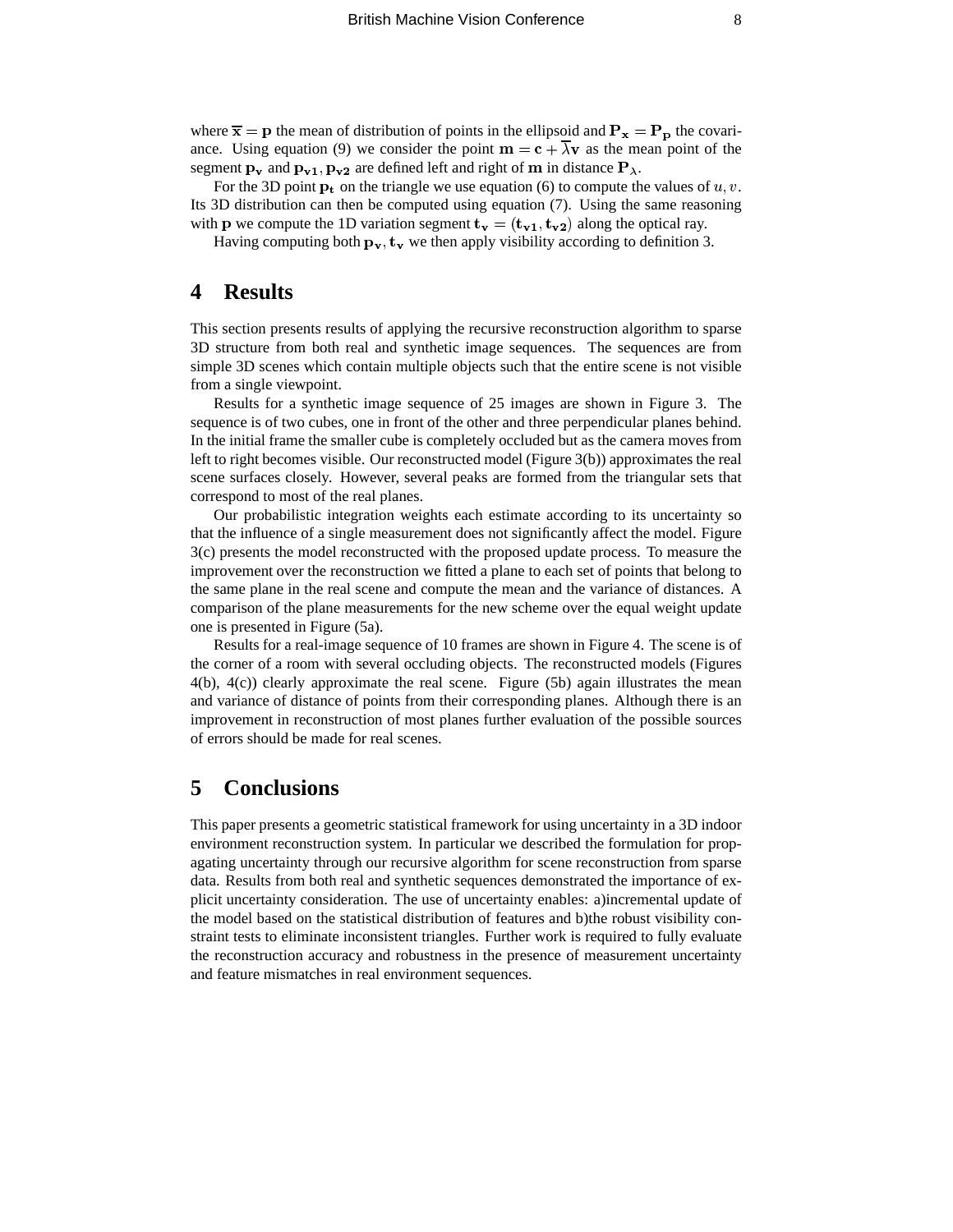where $\overline{\mathbf{x}} = \mathbf{p}$ the mean of distribution of points in the ellipsoid and $\mathbf{P_x} = \mathbf{P_p}$ the covariance. Using equation (9) we consider the point $\mathbf{m} = \mathbf{c} + \overline{\lambda}\mathbf{v}$ as the mean point of the segment $\mathbf{p_v}$ and $\mathbf{p_{v1}}, \mathbf{p_{v2}}$ are defined left and right of $\mathbf{m}$ in distance $\mathbf{P}_\lambda$.

For the 3D point $\mathbf{p_t}$ on the triangle we use equation (6) to compute the values of $u, v$. Its 3D distribution can then be computed using equation (7). Using the same reasoning with $\mathbf{p}$ we compute the 1D variation segment $\mathbf{t_v} = (\mathbf{t_{v1}}, \mathbf{t_{v2}})$ along the optical ray.

Having computing both $\mathbf{p_v}, \mathbf{t_v}$ we then apply visibility according to definition 3.

# 4 Results

This section presents results of applying the recursive reconstruction algorithm to sparse 3D structure from both real and synthetic image sequences. The sequences are from simple 3D scenes which contain multiple objects such that the entire scene is not visible from a single viewpoint.

Results for a synthetic image sequence of 25 images are shown in Figure 3. The sequence is of two cubes, one in front of the other and three perpendicular planes behind. In the initial frame the smaller cube is completely occluded but as the camera moves from left to right becomes visible. Our reconstructed model (Figure 3(b)) approximates the real scene surfaces closely. However, several peaks are formed from the triangular sets that correspond to most of the real planes.

Our probabilistic integration weights each estimate according to its uncertainty so that the influence of a single measurement does not significantly affect the model. Figure 3(c) presents the model reconstructed with the proposed update process. To measure the improvement over the reconstruction we fitted a plane to each set of points that belong to the same plane in the real scene and compute the mean and the variance of distances. A comparison of the plane measurements for the new scheme over the equal weight update one is presented in Figure (5a).

Results for a real-image sequence of 10 frames are shown in Figure 4. The scene is of the corner of a room with several occluding objects. The reconstructed models (Figures 4(b), 4(c)) clearly approximate the real scene. Figure (5b) again illustrates the mean and variance of distance of points from their corresponding planes. Although there is an improvement in reconstruction of most planes further evaluation of the possible sources of errors should be made for real scenes.

# 5 Conclusions

This paper presents a geometric statistical framework for using uncertainty in a 3D indoor environment reconstruction system. In particular we described the formulation for propagating uncertainty through our recursive algorithm for scene reconstruction from sparse data. Results from both real and synthetic sequences demonstrated the importance of explicit uncertainty consideration. The use of uncertainty enables: a)incremental update of the model based on the statistical distribution of features and b)the robust visibility constraint tests to eliminate inconsistent triangles. Further work is required to fully evaluate the reconstruction accuracy and robustness in the presence of measurement uncertainty and feature mismatches in real environment sequences.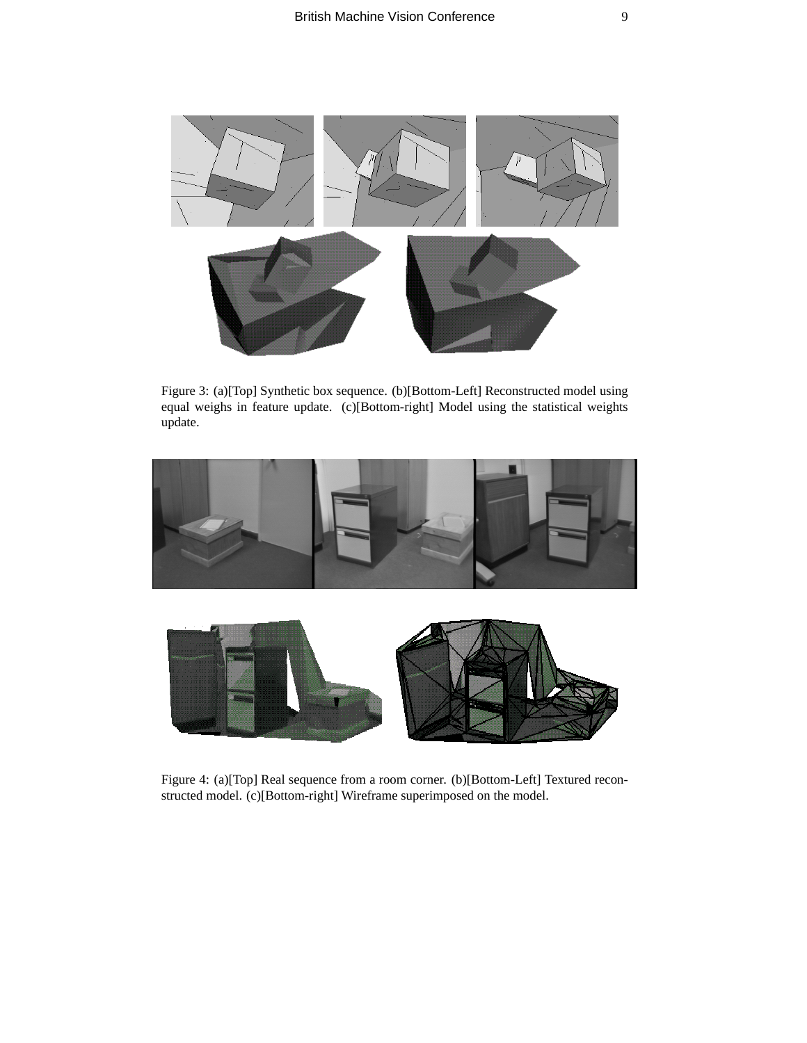Figure 3: (a)[Top] Synthetic box sequence. (b)[Bottom-Left] Reconstructed model using equal weighs in feature update. (c)[Bottom-right] Model using the statistical weights update.

Figure 4: (a)[Top] Real sequence from a room corner. (b)[Bottom-Left] Textured reconstructed model. (c)[Bottom-right] Wireframe superimposed on the model.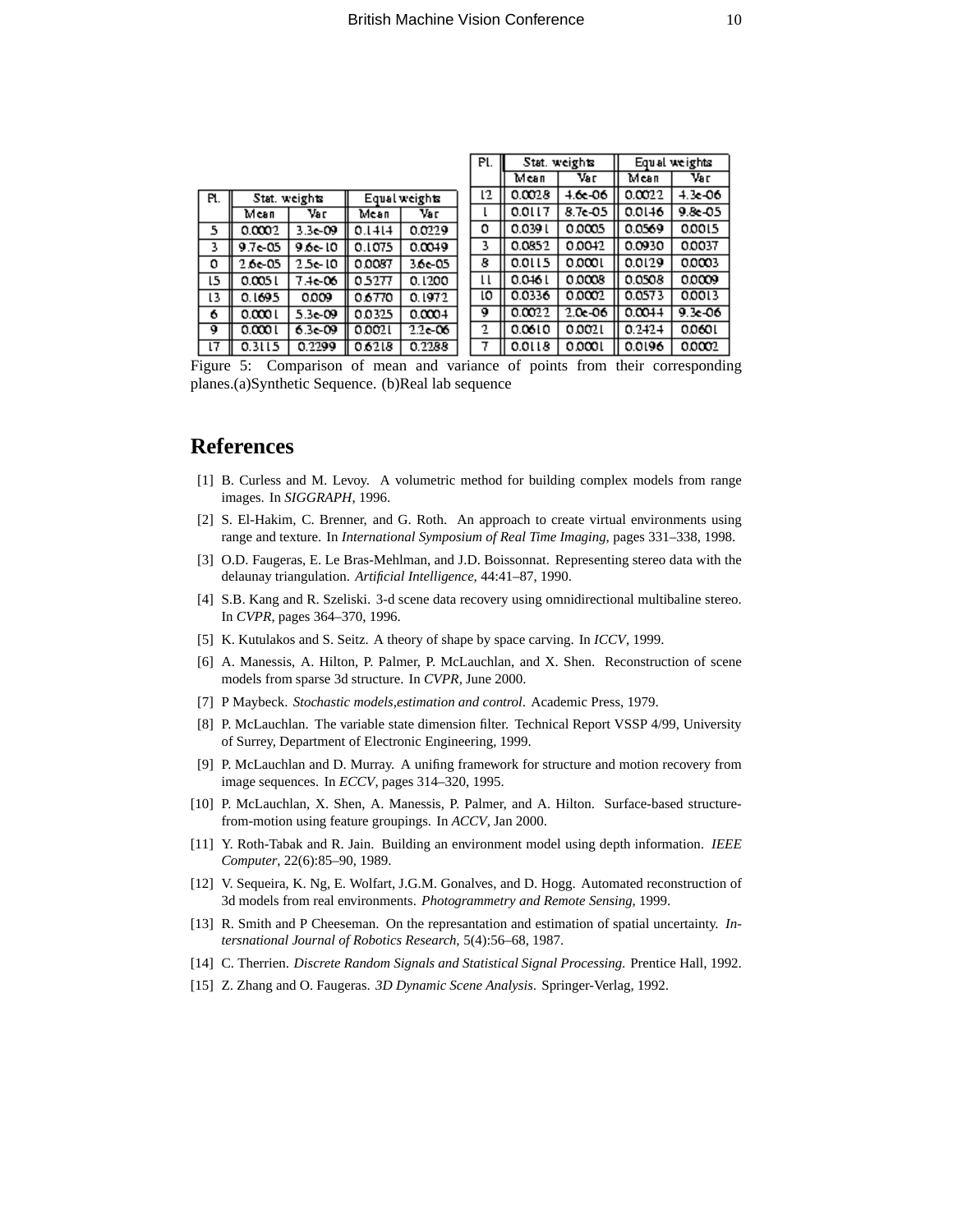| Pl. | Stat. weights | | Equal weights | |
|---|---|---|---|---|
| | Mean | Var | Mean | Var |
| 5 | 0.0002 | 3.3e-09 | 0.1414 | 0.0229 |
| 3 | 9.7e-05 | 9.6e-10 | 0.1075 | 0.0049 |
| 0 | 2.6e-05 | 2.5e-10 | 0.0087 | 3.6e-05 |
| 15 | 0.0051 | 7.4e-06 | 0.5277 | 0.1200 |
| 13 | 0.1695 | 0.009 | 0.6770 | 0.1972 |
| 6 | 0.0001 | 5.3e-09 | 0.0325 | 0.0004 |
| 9 | 0.0001 | 6.3e-09 | 0.0021 | 2.2e-06 |
| 17 | 0.3115 | 0.2299 | 0.6218 | 0.2288 |

| Pl. | Stat. weights | | Equal weights | |
|---|---|---|---|---|
| | Mean | Var | Mean | Var |
| 12 | 0.0028 | 4.6e-06 | 0.0022 | 4.3e-06 |
| 1 | 0.0117 | 8.7e-05 | 0.0146 | 9.8e-05 |
| 0 | 0.0391 | 0.0005 | 0.0569 | 0.0015 |
| 3 | 0.0852 | 0.0042 | 0.0930 | 0.0037 |
| 8 | 0.0115 | 0.0001 | 0.0129 | 0.0003 |
| 11 | 0.0461 | 0.0008 | 0.0508 | 0.0009 |
| 10 | 0.0336 | 0.0002 | 0.0573 | 0.0013 |
| 9 | 0.0022 | 2.0e-06 | 0.0044 | 9.3e-06 |
| 2 | 0.0610 | 0.0021 | 0.2424 | 0.0601 |
| 7 | 0.0118 | 0.0001 | 0.0196 | 0.0002 |

Figure 5: Comparison of mean and variance of points from their corresponding planes.(a)Synthetic Sequence. (b)Real lab sequence

## References

[1] B. Curless and M. Levoy. A volumetric method for building complex models from range images. In *SIGGRAPH*, 1996.

[2] S. El-Hakim, C. Brenner, and G. Roth. An approach to create virtual environments using range and texture. In *International Symposium of Real Time Imaging*, pages 331–338, 1998.

[3] O.D. Faugeras, E. Le Bras-Mehlman, and J.D. Boissonnat. Representing stereo data with the delaunay triangulation. *Artificial Intelligence*, 44:41–87, 1990.

[4] S.B. Kang and R. Szeliski. 3-d scene data recovery using omnidirectional multibaline stereo. In *CVPR*, pages 364–370, 1996.

[5] K. Kutulakos and S. Seitz. A theory of shape by space carving. In *ICCV*, 1999.

[6] A. Manessis, A. Hilton, P. Palmer, P. McLauchlan, and X. Shen. Reconstruction of scene models from sparse 3d structure. In *CVPR*, June 2000.

[7] P Maybeck. *Stochastic models,estimation and control*. Academic Press, 1979.

[8] P. McLauchlan. The variable state dimension filter. Technical Report VSSP 4/99, University of Surrey, Department of Electronic Engineering, 1999.

[9] P. McLauchlan and D. Murray. A unifing framework for structure and motion recovery from image sequences. In *ECCV*, pages 314–320, 1995.

[10] P. McLauchlan, X. Shen, A. Manessis, P. Palmer, and A. Hilton. Surface-based structure-from-motion using feature groupings. In *ACCV*, Jan 2000.

[11] Y. Roth-Tabak and R. Jain. Building an environment model using depth information. *IEEE Computer*, 22(6):85–90, 1989.

[12] V. Sequeira, K. Ng, E. Wolfart, J.G.M. Gonalves, and D. Hogg. Automated reconstruction of 3d models from real environments. *Photogrammetry and Remote Sensing*, 1999.

[13] R. Smith and P Cheeseman. On the represantation and estimation of spatial uncertainty. *Intersnational Journal of Robotics Research*, 5(4):56–68, 1987.

[14] C. Therrien. *Discrete Random Signals and Statistical Signal Processing.* Prentice Hall, 1992.

[15] Z. Zhang and O. Faugeras. *3D Dynamic Scene Analysis*. Springer-Verlag, 1992.